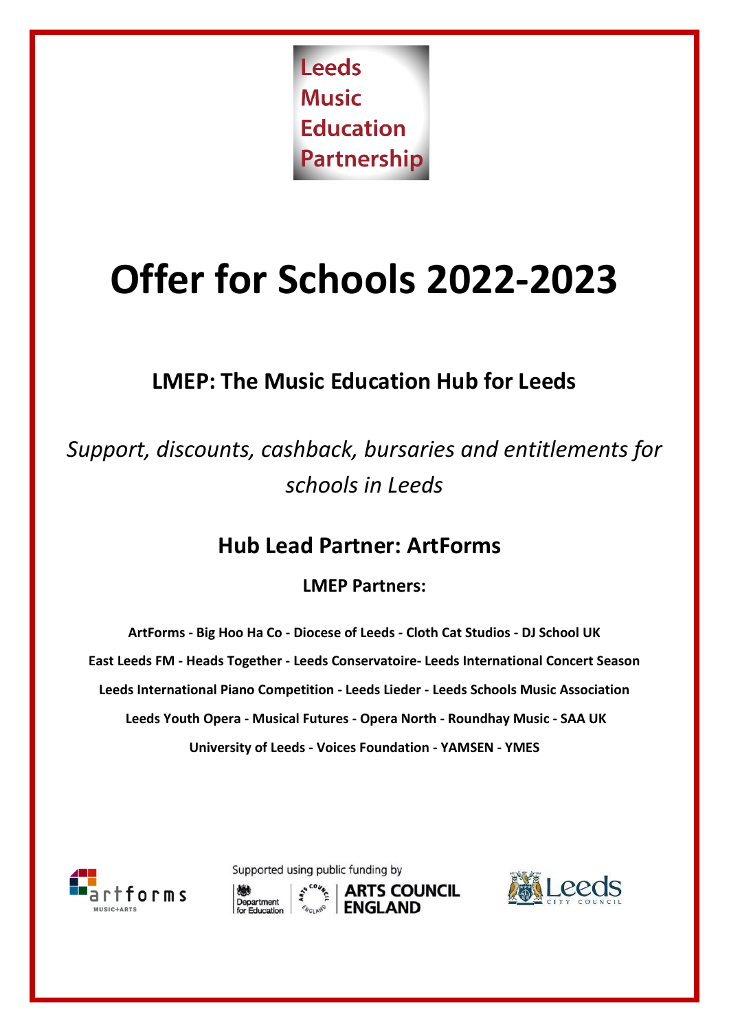Leeds
Music
Education
Partnership

# Offer for Schools 2022-2023

## LMEP: The Music Education Hub for Leeds

*Support, discounts, cashback, bursaries and entitlements for schools in Leeds*

## Hub Lead Partner: ArtForms

### LMEP Partners:

**ArtForms - Big Hoo Ha Co - Diocese of Leeds - Cloth Cat Studios - DJ School UK**
**East Leeds FM - Heads Together - Leeds Conservatoire- Leeds International Concert Season**
**Leeds International Piano Competition - Leeds Lieder - Leeds Schools Music Association**
**Leeds Youth Opera - Musical Futures - Opera North - Roundhay Music - SAA UK**
**University of Leeds - Voices Foundation - YAMSEN - YMES**

Supported using public funding by Department for Education, Arts Council England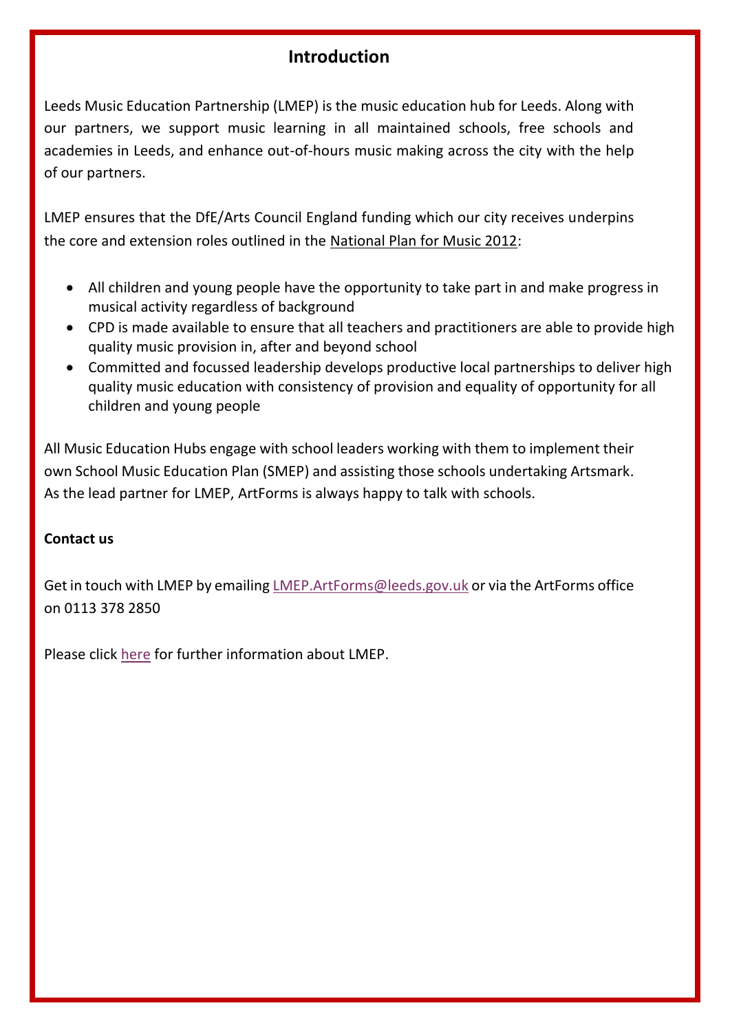## Introduction

Leeds Music Education Partnership (LMEP) is the music education hub for Leeds. Along with our partners, we support music learning in all maintained schools, free schools and academies in Leeds, and enhance out-of-hours music making across the city with the help of our partners.

LMEP ensures that the DfE/Arts Council England funding which our city receives underpins the core and extension roles outlined in the National Plan for Music 2012:

- All children and young people have the opportunity to take part in and make progress in musical activity regardless of background
- CPD is made available to ensure that all teachers and practitioners are able to provide high quality music provision in, after and beyond school
- Committed and focussed leadership develops productive local partnerships to deliver high quality music education with consistency of provision and equality of opportunity for all children and young people

All Music Education Hubs engage with school leaders working with them to implement their own School Music Education Plan (SMEP) and assisting those schools undertaking Artsmark. As the lead partner for LMEP, ArtForms is always happy to talk with schools.

**Contact us**

Get in touch with LMEP by emailing LMEP.ArtForms@leeds.gov.uk or via the ArtForms office on 0113 378 2850

Please click here for further information about LMEP.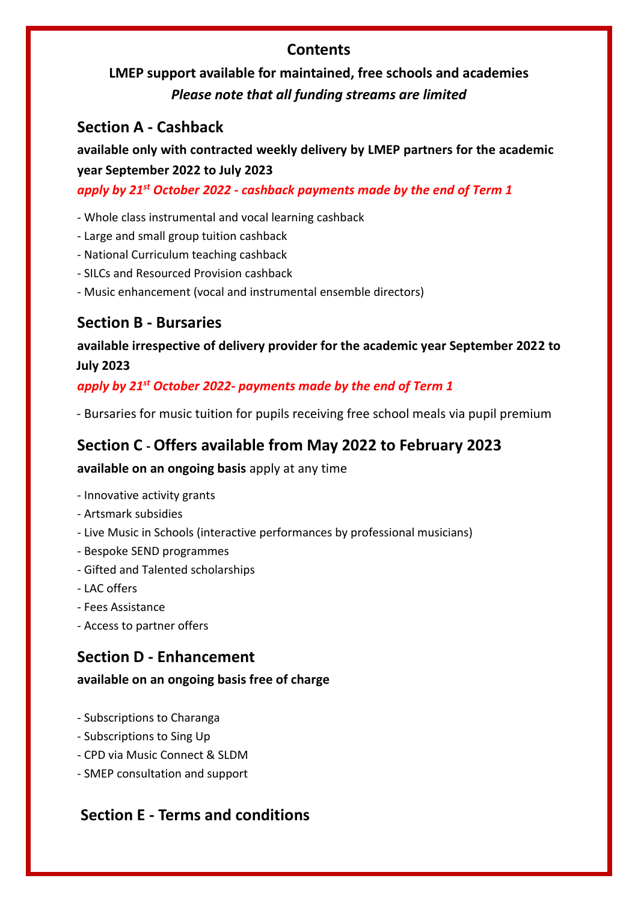# Contents

**LMEP support available for maintained, free schools and academies**

***Please note that all funding streams are limited***

## Section A - Cashback

**available only with contracted weekly delivery by LMEP partners for the academic year September 2022 to July 2023**

***apply by 21st October 2022 - cashback payments made by the end of Term 1***

- Whole class instrumental and vocal learning cashback
- Large and small group tuition cashback
- National Curriculum teaching cashback
- SILCs and Resourced Provision cashback
- Music enhancement (vocal and instrumental ensemble directors)

## Section B - Bursaries

**available irrespective of delivery provider for the academic year September 2022 to July 2023**

***apply by 21st October 2022- payments made by the end of Term 1***

- Bursaries for music tuition for pupils receiving free school meals via pupil premium

## Section C - Offers available from May 2022 to February 2023

**available on an ongoing basis** apply at any time

- Innovative activity grants
- Artsmark subsidies
- Live Music in Schools (interactive performances by professional musicians)
- Bespoke SEND programmes
- Gifted and Talented scholarships
- LAC offers
- Fees Assistance
- Access to partner offers

## Section D - Enhancement

**available on an ongoing basis free of charge**

- Subscriptions to Charanga
- Subscriptions to Sing Up
- CPD via Music Connect & SLDM
- SMEP consultation and support

## Section E - Terms and conditions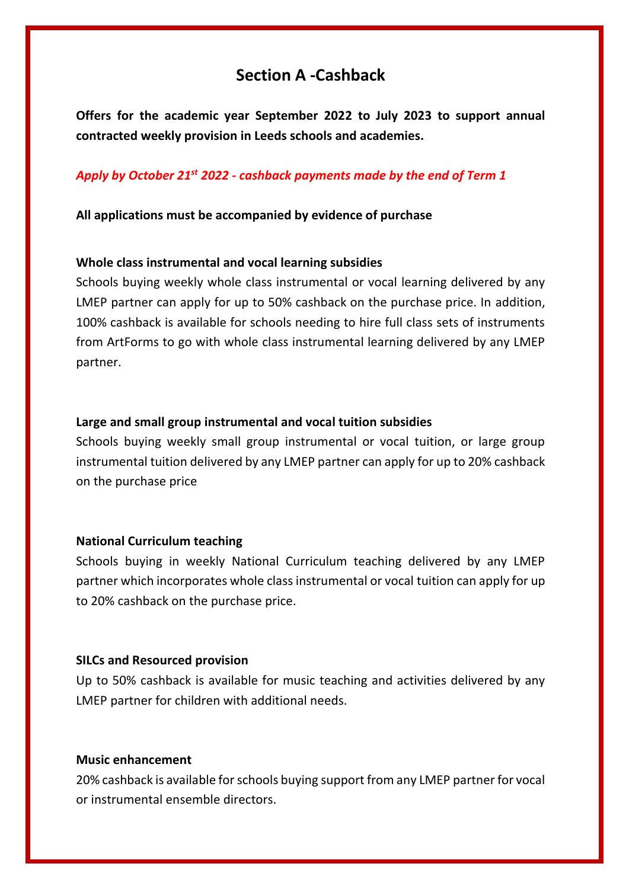# Section A -Cashback

**Offers for the academic year September 2022 to July 2023 to support annual contracted weekly provision in Leeds schools and academies.**

*Apply by October 21st 2022 - cashback payments made by the end of Term 1*

**All applications must be accompanied by evidence of purchase**

**Whole class instrumental and vocal learning subsidies**

Schools buying weekly whole class instrumental or vocal learning delivered by any LMEP partner can apply for up to 50% cashback on the purchase price. In addition, 100% cashback is available for schools needing to hire full class sets of instruments from ArtForms to go with whole class instrumental learning delivered by any LMEP partner.

**Large and small group instrumental and vocal tuition subsidies**

Schools buying weekly small group instrumental or vocal tuition, or large group instrumental tuition delivered by any LMEP partner can apply for up to 20% cashback on the purchase price

**National Curriculum teaching**

Schools buying in weekly National Curriculum teaching delivered by any LMEP partner which incorporates whole class instrumental or vocal tuition can apply for up to 20% cashback on the purchase price.

**SILCs and Resourced provision**

Up to 50% cashback is available for music teaching and activities delivered by any LMEP partner for children with additional needs.

**Music enhancement**

20% cashback is available for schools buying support from any LMEP partner for vocal or instrumental ensemble directors.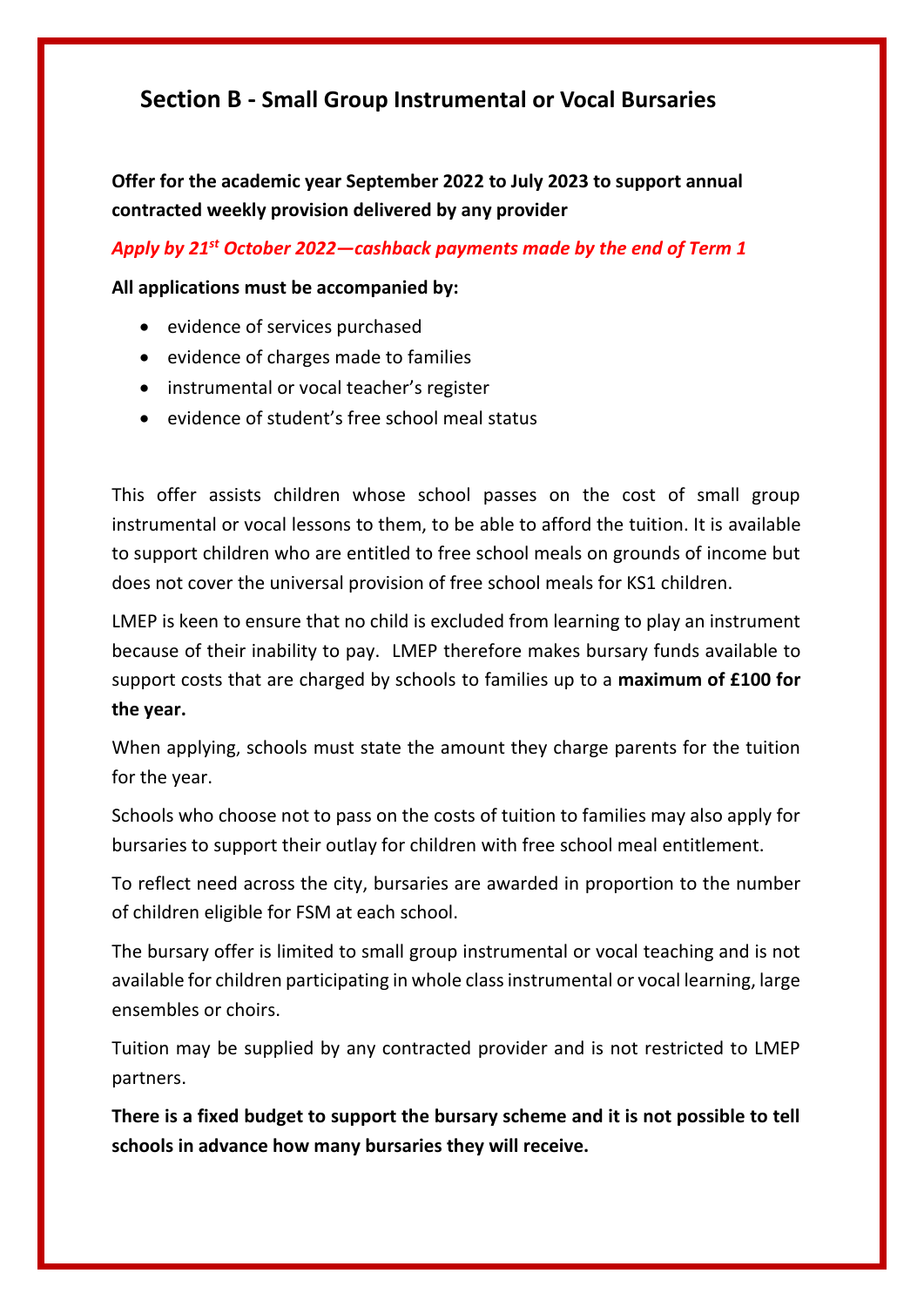## Section B - Small Group Instrumental or Vocal Bursaries

**Offer for the academic year September 2022 to July 2023 to support annual contracted weekly provision delivered by any provider**

***Apply by 21st October 2022—cashback payments made by the end of Term 1***

**All applications must be accompanied by:**

- evidence of services purchased
- evidence of charges made to families
- instrumental or vocal teacher's register
- evidence of student's free school meal status

This offer assists children whose school passes on the cost of small group instrumental or vocal lessons to them, to be able to afford the tuition. It is available to support children who are entitled to free school meals on grounds of income but does not cover the universal provision of free school meals for KS1 children.

LMEP is keen to ensure that no child is excluded from learning to play an instrument because of their inability to pay. LMEP therefore makes bursary funds available to support costs that are charged by schools to families up to a **maximum of £100 for the year.**

When applying, schools must state the amount they charge parents for the tuition for the year.

Schools who choose not to pass on the costs of tuition to families may also apply for bursaries to support their outlay for children with free school meal entitlement.

To reflect need across the city, bursaries are awarded in proportion to the number of children eligible for FSM at each school.

The bursary offer is limited to small group instrumental or vocal teaching and is not available for children participating in whole class instrumental or vocal learning, large ensembles or choirs.

Tuition may be supplied by any contracted provider and is not restricted to LMEP partners.

**There is a fixed budget to support the bursary scheme and it is not possible to tell schools in advance how many bursaries they will receive.**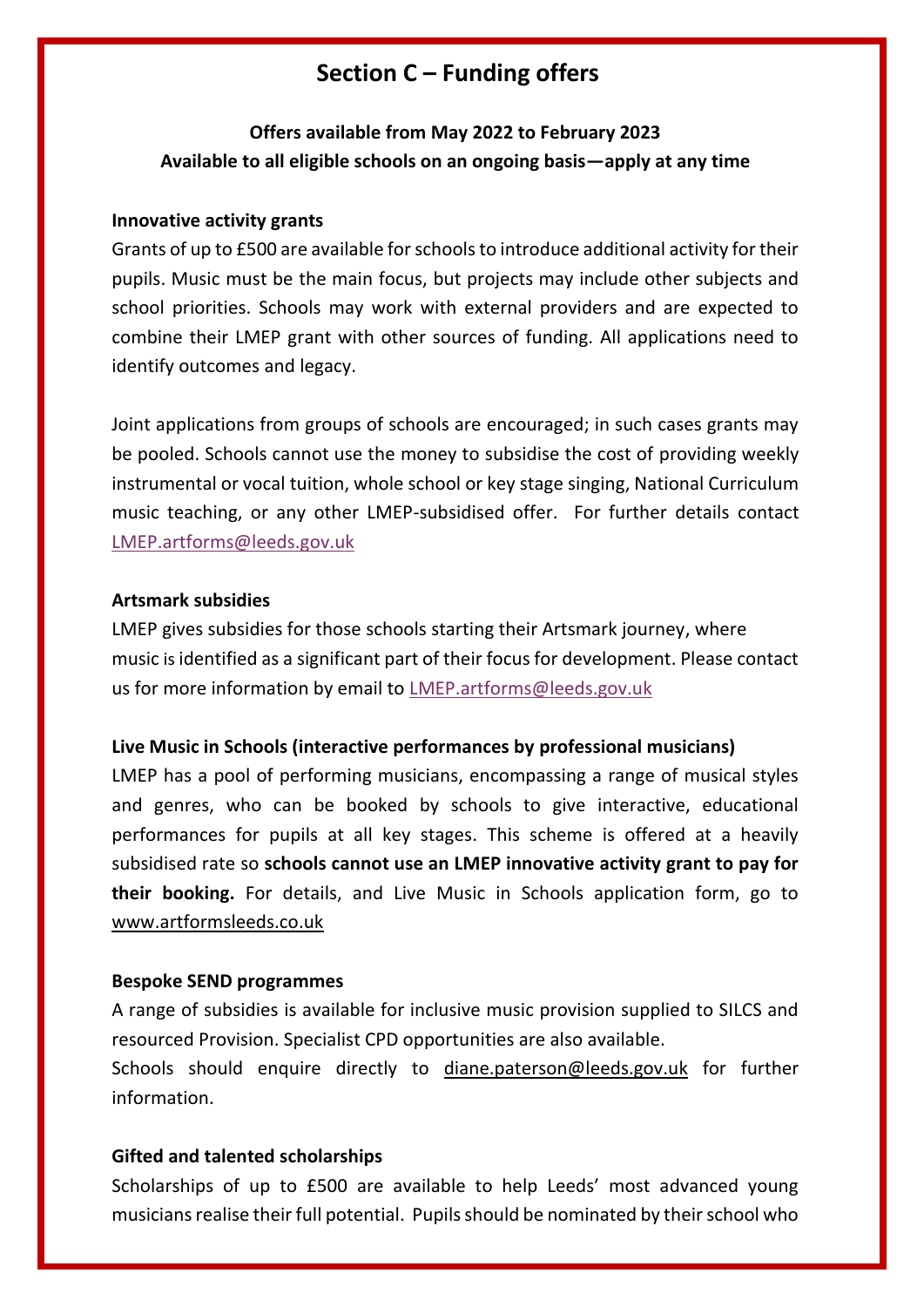# Section C – Funding offers

**Offers available from May 2022 to February 2023**
**Available to all eligible schools on an ongoing basis—apply at any time**

**Innovative activity grants**

Grants of up to £500 are available for schools to introduce additional activity for their pupils. Music must be the main focus, but projects may include other subjects and school priorities. Schools may work with external providers and are expected to combine their LMEP grant with other sources of funding. All applications need to identify outcomes and legacy.

Joint applications from groups of schools are encouraged; in such cases grants may be pooled. Schools cannot use the money to subsidise the cost of providing weekly instrumental or vocal tuition, whole school or key stage singing, National Curriculum music teaching, or any other LMEP-subsidised offer. For further details contact LMEP.artforms@leeds.gov.uk

**Artsmark subsidies**

LMEP gives subsidies for those schools starting their Artsmark journey, where music is identified as a significant part of their focus for development. Please contact us for more information by email to LMEP.artforms@leeds.gov.uk

**Live Music in Schools (interactive performances by professional musicians)**

LMEP has a pool of performing musicians, encompassing a range of musical styles and genres, who can be booked by schools to give interactive, educational performances for pupils at all key stages. This scheme is offered at a heavily subsidised rate so **schools cannot use an LMEP innovative activity grant to pay for their booking.** For details, and Live Music in Schools application form, go to www.artformsleeds.co.uk

**Bespoke SEND programmes**

A range of subsidies is available for inclusive music provision supplied to SILCS and resourced Provision. Specialist CPD opportunities are also available.
Schools should enquire directly to diane.paterson@leeds.gov.uk for further information.

**Gifted and talented scholarships**

Scholarships of up to £500 are available to help Leeds' most advanced young musicians realise their full potential. Pupils should be nominated by their school who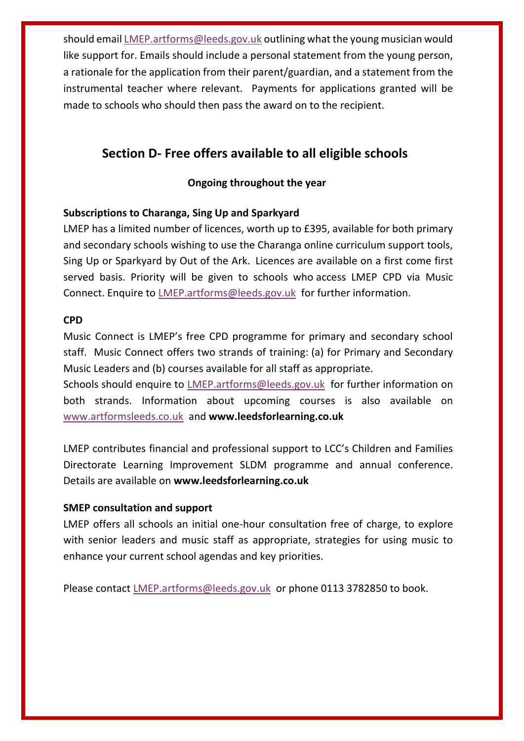should email LMEP.artforms@leeds.gov.uk outlining what the young musician would like support for. Emails should include a personal statement from the young person, a rationale for the application from their parent/guardian, and a statement from the instrumental teacher where relevant. Payments for applications granted will be made to schools who should then pass the award on to the recipient.

## Section D- Free offers available to all eligible schools

**Ongoing throughout the year**

**Subscriptions to Charanga, Sing Up and Sparkyard**

LMEP has a limited number of licences, worth up to £395, available for both primary and secondary schools wishing to use the Charanga online curriculum support tools, Sing Up or Sparkyard by Out of the Ark. Licences are available on a first come first served basis. Priority will be given to schools who access LMEP CPD via Music Connect. Enquire to LMEP.artforms@leeds.gov.uk for further information.

**CPD**

Music Connect is LMEP's free CPD programme for primary and secondary school staff. Music Connect offers two strands of training: (a) for Primary and Secondary Music Leaders and (b) courses available for all staff as appropriate.
Schools should enquire to LMEP.artforms@leeds.gov.uk for further information on both strands. Information about upcoming courses is also available on www.artformsleeds.co.uk and **www.leedsforlearning.co.uk**

LMEP contributes financial and professional support to LCC's Children and Families Directorate Learning Improvement SLDM programme and annual conference. Details are available on **www.leedsforlearning.co.uk**

**SMEP consultation and support**

LMEP offers all schools an initial one-hour consultation free of charge, to explore with senior leaders and music staff as appropriate, strategies for using music to enhance your current school agendas and key priorities.

Please contact LMEP.artforms@leeds.gov.uk or phone 0113 3782850 to book.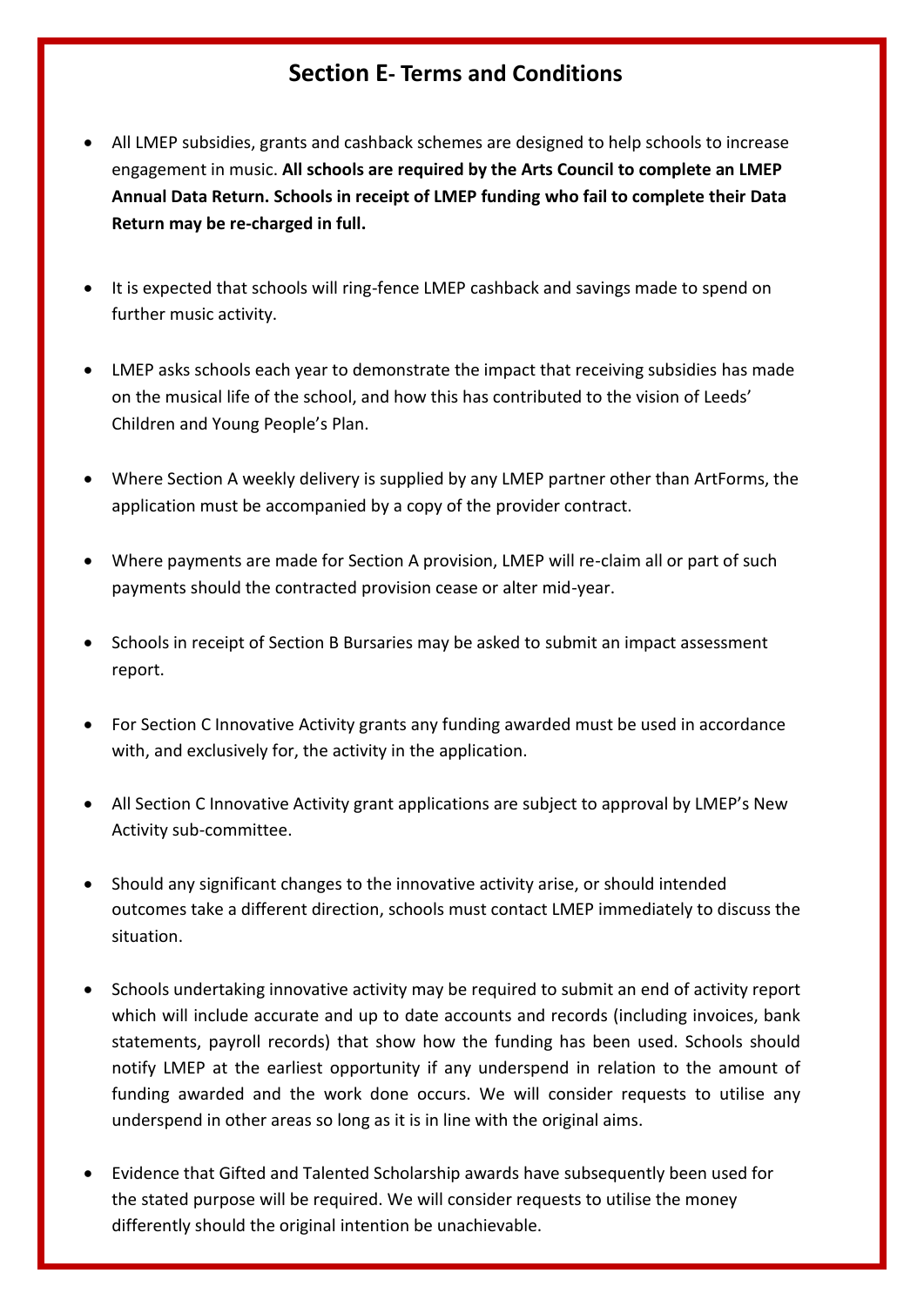## Section E- Terms and Conditions

- All LMEP subsidies, grants and cashback schemes are designed to help schools to increase engagement in music. **All schools are required by the Arts Council to complete an LMEP Annual Data Return. Schools in receipt of LMEP funding who fail to complete their Data Return may be re-charged in full.**

- It is expected that schools will ring-fence LMEP cashback and savings made to spend on further music activity.

- LMEP asks schools each year to demonstrate the impact that receiving subsidies has made on the musical life of the school, and how this has contributed to the vision of Leeds' Children and Young People's Plan.

- Where Section A weekly delivery is supplied by any LMEP partner other than ArtForms, the application must be accompanied by a copy of the provider contract.

- Where payments are made for Section A provision, LMEP will re-claim all or part of such payments should the contracted provision cease or alter mid-year.

- Schools in receipt of Section B Bursaries may be asked to submit an impact assessment report.

- For Section C Innovative Activity grants any funding awarded must be used in accordance with, and exclusively for, the activity in the application.

- All Section C Innovative Activity grant applications are subject to approval by LMEP's New Activity sub-committee.

- Should any significant changes to the innovative activity arise, or should intended outcomes take a different direction, schools must contact LMEP immediately to discuss the situation.

- Schools undertaking innovative activity may be required to submit an end of activity report which will include accurate and up to date accounts and records (including invoices, bank statements, payroll records) that show how the funding has been used. Schools should notify LMEP at the earliest opportunity if any underspend in relation to the amount of funding awarded and the work done occurs. We will consider requests to utilise any underspend in other areas so long as it is in line with the original aims.

- Evidence that Gifted and Talented Scholarship awards have subsequently been used for the stated purpose will be required. We will consider requests to utilise the money differently should the original intention be unachievable.